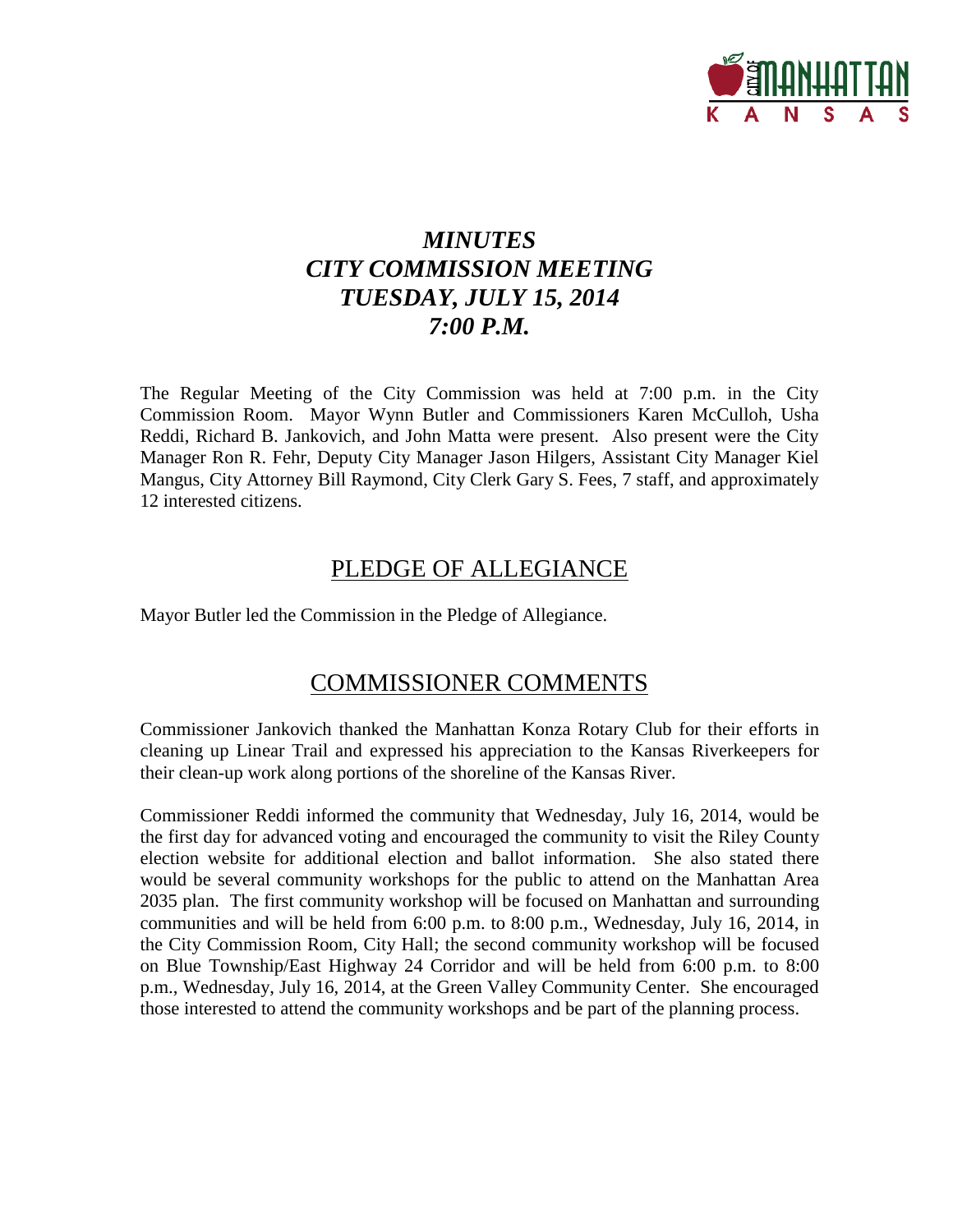# *MINUTES*
# *CITY COMMISSION MEETING*
# *TUESDAY, JULY 15, 2014*
# *7:00 P.M.*

The Regular Meeting of the City Commission was held at 7:00 p.m. in the City Commission Room. Mayor Wynn Butler and Commissioners Karen McCulloh, Usha Reddi, Richard B. Jankovich, and John Matta were present. Also present were the City Manager Ron R. Fehr, Deputy City Manager Jason Hilgers, Assistant City Manager Kiel Mangus, City Attorney Bill Raymond, City Clerk Gary S. Fees, 7 staff, and approximately 12 interested citizens.

## PLEDGE OF ALLEGIANCE

Mayor Butler led the Commission in the Pledge of Allegiance.

## COMMISSIONER COMMENTS

Commissioner Jankovich thanked the Manhattan Konza Rotary Club for their efforts in cleaning up Linear Trail and expressed his appreciation to the Kansas Riverkeepers for their clean-up work along portions of the shoreline of the Kansas River.

Commissioner Reddi informed the community that Wednesday, July 16, 2014, would be the first day for advanced voting and encouraged the community to visit the Riley County election website for additional election and ballot information. She also stated there would be several community workshops for the public to attend on the Manhattan Area 2035 plan. The first community workshop will be focused on Manhattan and surrounding communities and will be held from 6:00 p.m. to 8:00 p.m., Wednesday, July 16, 2014, in the City Commission Room, City Hall; the second community workshop will be focused on Blue Township/East Highway 24 Corridor and will be held from 6:00 p.m. to 8:00 p.m., Wednesday, July 16, 2014, at the Green Valley Community Center. She encouraged those interested to attend the community workshops and be part of the planning process.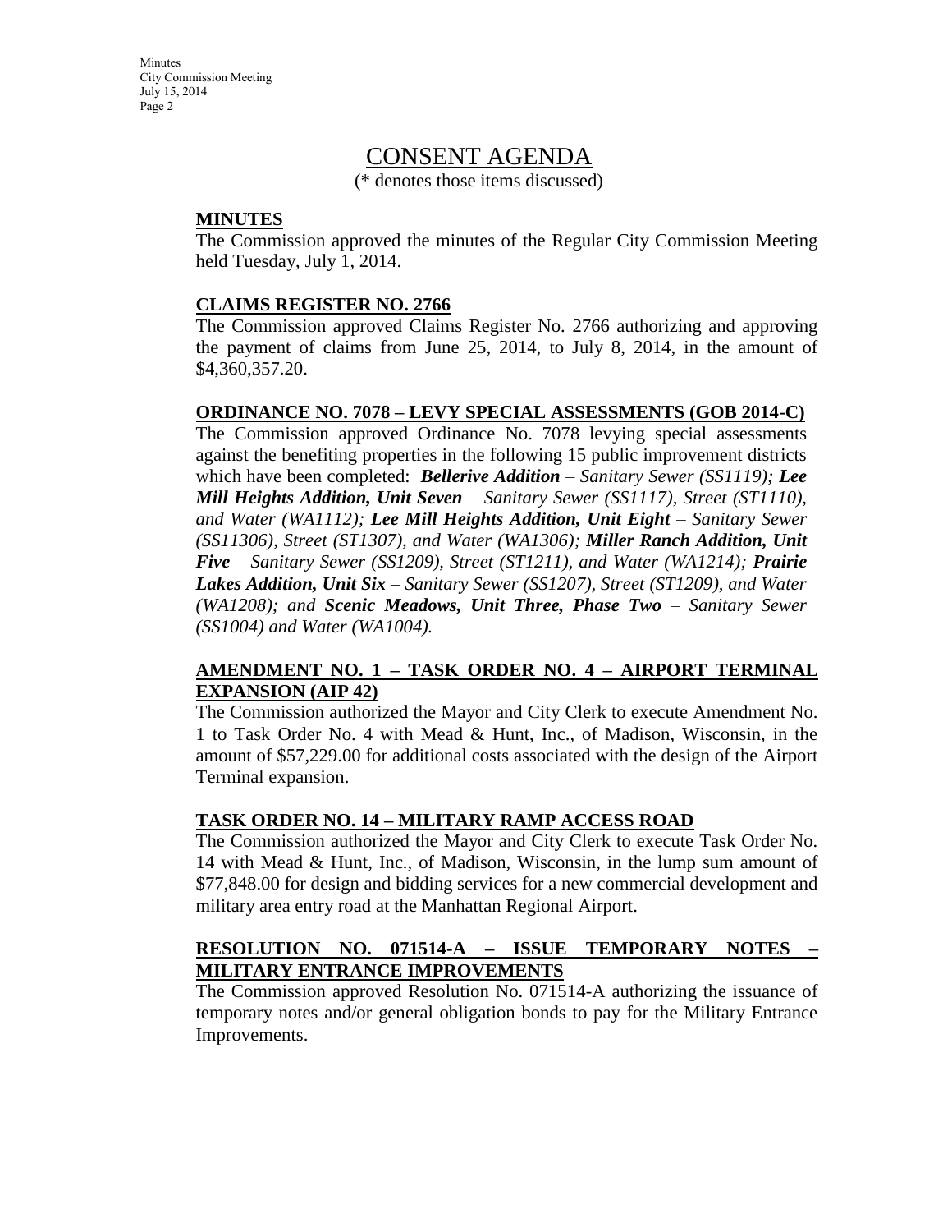# CONSENT AGENDA

(* denotes those items discussed)

## MINUTES

The Commission approved the minutes of the Regular City Commission Meeting held Tuesday, July 1, 2014.

## CLAIMS REGISTER NO. 2766

The Commission approved Claims Register No. 2766 authorizing and approving the payment of claims from June 25, 2014, to July 8, 2014, in the amount of $4,360,357.20.

## ORDINANCE NO. 7078 – LEVY SPECIAL ASSESSMENTS (GOB 2014-C)

The Commission approved Ordinance No. 7078 levying special assessments against the benefiting properties in the following 15 public improvement districts which have been completed: ***Bellerive Addition*** *– Sanitary Sewer (SS1119);* ***Lee Mill Heights Addition, Unit Seven*** *– Sanitary Sewer (SS1117), Street (ST1110), and Water (WA1112);* ***Lee Mill Heights Addition, Unit Eight*** *– Sanitary Sewer (SS11306), Street (ST1307), and Water (WA1306);* ***Miller Ranch Addition, Unit Five*** *– Sanitary Sewer (SS1209), Street (ST1211), and Water (WA1214);* ***Prairie Lakes Addition, Unit Six*** *– Sanitary Sewer (SS1207), Street (ST1209), and Water (WA1208); and* ***Scenic Meadows, Unit Three, Phase Two*** *– Sanitary Sewer (SS1004) and Water (WA1004).*

## AMENDMENT NO. 1 – TASK ORDER NO. 4 – AIRPORT TERMINAL EXPANSION (AIP 42)

The Commission authorized the Mayor and City Clerk to execute Amendment No. 1 to Task Order No. 4 with Mead & Hunt, Inc., of Madison, Wisconsin, in the amount of $57,229.00 for additional costs associated with the design of the Airport Terminal expansion.

## TASK ORDER NO. 14 – MILITARY RAMP ACCESS ROAD

The Commission authorized the Mayor and City Clerk to execute Task Order No. 14 with Mead & Hunt, Inc., of Madison, Wisconsin, in the lump sum amount of $77,848.00 for design and bidding services for a new commercial development and military area entry road at the Manhattan Regional Airport.

## RESOLUTION NO. 071514-A – ISSUE TEMPORARY NOTES – MILITARY ENTRANCE IMPROVEMENTS

The Commission approved Resolution No. 071514-A authorizing the issuance of temporary notes and/or general obligation bonds to pay for the Military Entrance Improvements.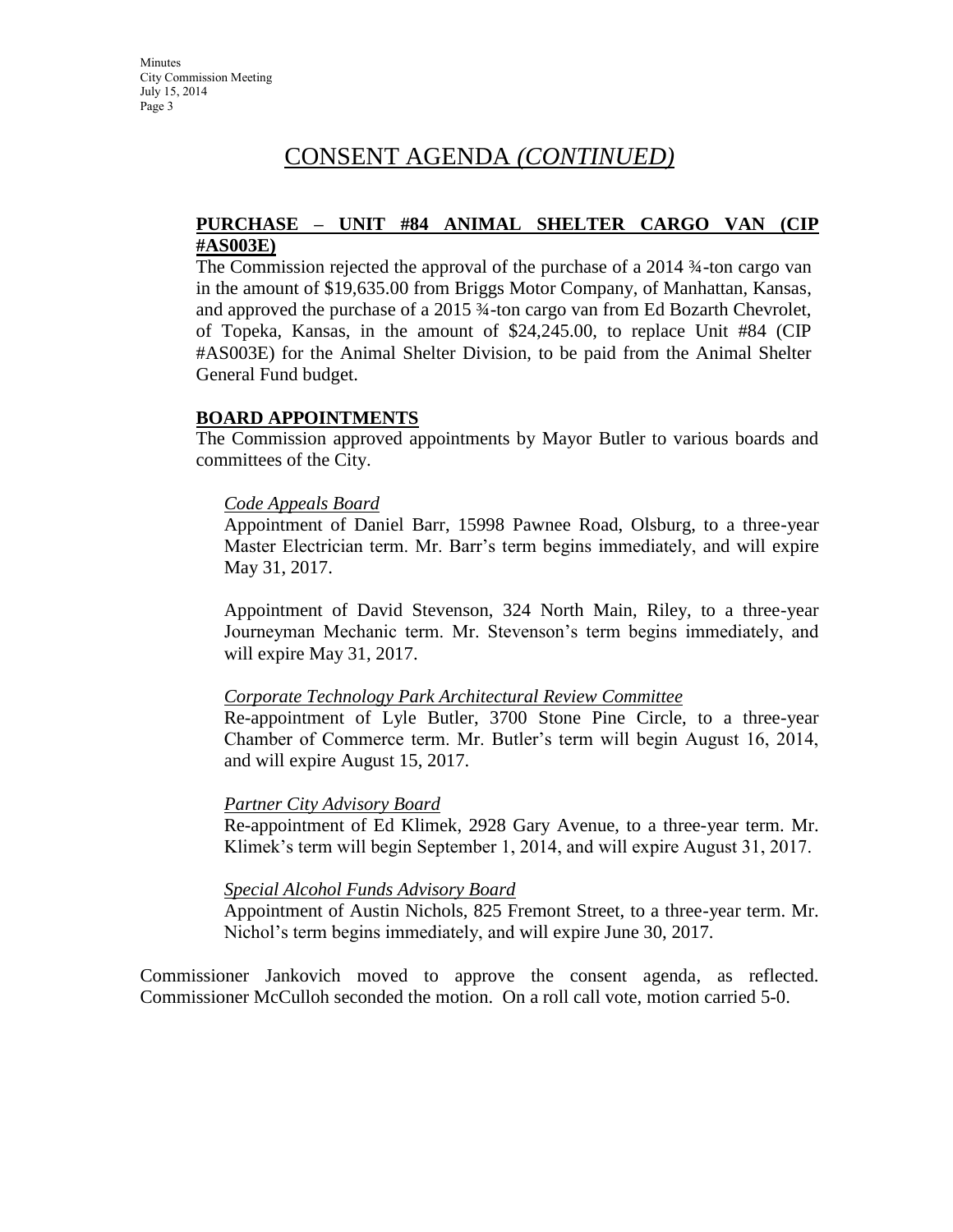# CONSENT AGENDA *(CONTINUED)*

**PURCHASE – UNIT #84 ANIMAL SHELTER CARGO VAN (CIP #AS003E)**

The Commission rejected the approval of the purchase of a 2014 ¾-ton cargo van in the amount of $19,635.00 from Briggs Motor Company, of Manhattan, Kansas, and approved the purchase of a 2015 ¾-ton cargo van from Ed Bozarth Chevrolet, of Topeka, Kansas, in the amount of $24,245.00, to replace Unit #84 (CIP #AS003E) for the Animal Shelter Division, to be paid from the Animal Shelter General Fund budget.

**BOARD APPOINTMENTS**

The Commission approved appointments by Mayor Butler to various boards and committees of the City.

*Code Appeals Board*

Appointment of Daniel Barr, 15998 Pawnee Road, Olsburg, to a three-year Master Electrician term. Mr. Barr's term begins immediately, and will expire May 31, 2017.

Appointment of David Stevenson, 324 North Main, Riley, to a three-year Journeyman Mechanic term. Mr. Stevenson's term begins immediately, and will expire May 31, 2017.

*Corporate Technology Park Architectural Review Committee*

Re-appointment of Lyle Butler, 3700 Stone Pine Circle, to a three-year Chamber of Commerce term. Mr. Butler's term will begin August 16, 2014, and will expire August 15, 2017.

*Partner City Advisory Board*

Re-appointment of Ed Klimek, 2928 Gary Avenue, to a three-year term. Mr. Klimek's term will begin September 1, 2014, and will expire August 31, 2017.

*Special Alcohol Funds Advisory Board*

Appointment of Austin Nichols, 825 Fremont Street, to a three-year term. Mr. Nichol's term begins immediately, and will expire June 30, 2017.

Commissioner Jankovich moved to approve the consent agenda, as reflected. Commissioner McCulloh seconded the motion. On a roll call vote, motion carried 5-0.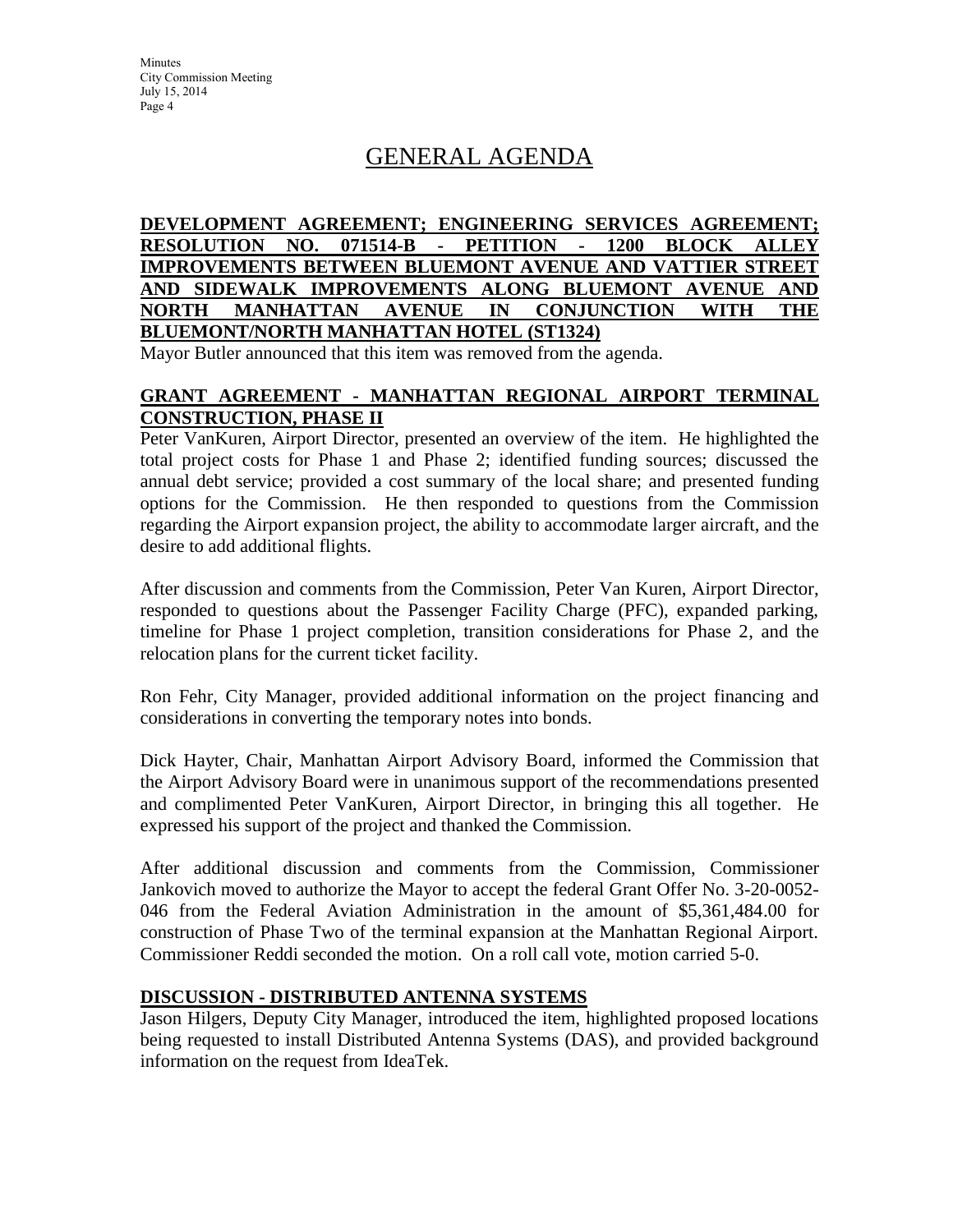# GENERAL AGENDA

**DEVELOPMENT AGREEMENT; ENGINEERING SERVICES AGREEMENT; RESOLUTION NO. 071514-B - PETITION - 1200 BLOCK ALLEY IMPROVEMENTS BETWEEN BLUEMONT AVENUE AND VATTIER STREET AND SIDEWALK IMPROVEMENTS ALONG BLUEMONT AVENUE AND NORTH MANHATTAN AVENUE IN CONJUNCTION WITH THE BLUEMONT/NORTH MANHATTAN HOTEL (ST1324)**

Mayor Butler announced that this item was removed from the agenda.

**GRANT AGREEMENT - MANHATTAN REGIONAL AIRPORT TERMINAL CONSTRUCTION, PHASE II**

Peter VanKuren, Airport Director, presented an overview of the item. He highlighted the total project costs for Phase 1 and Phase 2; identified funding sources; discussed the annual debt service; provided a cost summary of the local share; and presented funding options for the Commission. He then responded to questions from the Commission regarding the Airport expansion project, the ability to accommodate larger aircraft, and the desire to add additional flights.

After discussion and comments from the Commission, Peter Van Kuren, Airport Director, responded to questions about the Passenger Facility Charge (PFC), expanded parking, timeline for Phase 1 project completion, transition considerations for Phase 2, and the relocation plans for the current ticket facility.

Ron Fehr, City Manager, provided additional information on the project financing and considerations in converting the temporary notes into bonds.

Dick Hayter, Chair, Manhattan Airport Advisory Board, informed the Commission that the Airport Advisory Board were in unanimous support of the recommendations presented and complimented Peter VanKuren, Airport Director, in bringing this all together. He expressed his support of the project and thanked the Commission.

After additional discussion and comments from the Commission, Commissioner Jankovich moved to authorize the Mayor to accept the federal Grant Offer No. 3-20-0052-046 from the Federal Aviation Administration in the amount of $5,361,484.00 for construction of Phase Two of the terminal expansion at the Manhattan Regional Airport. Commissioner Reddi seconded the motion. On a roll call vote, motion carried 5-0.

**DISCUSSION - DISTRIBUTED ANTENNA SYSTEMS**

Jason Hilgers, Deputy City Manager, introduced the item, highlighted proposed locations being requested to install Distributed Antenna Systems (DAS), and provided background information on the request from IdeaTek.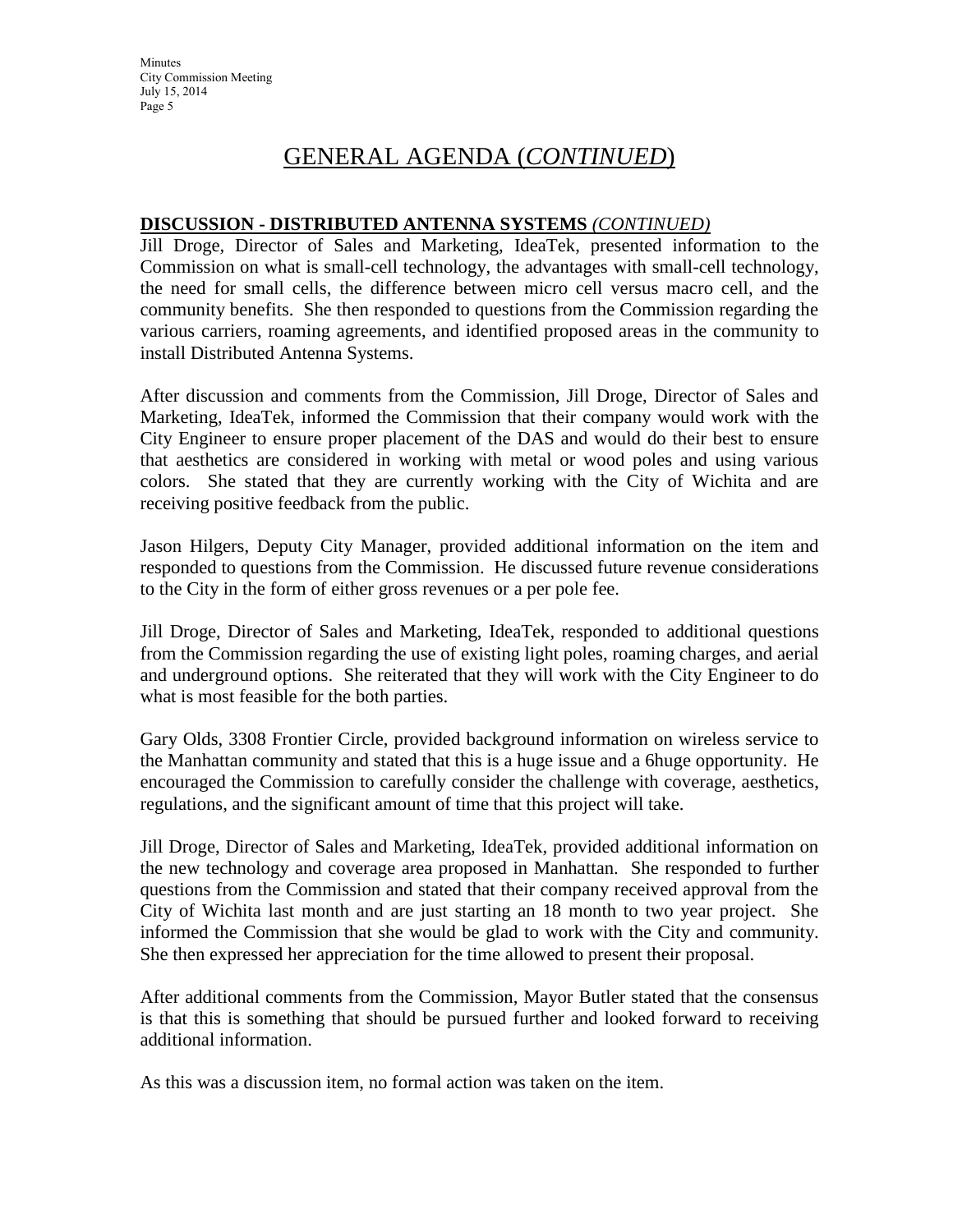# GENERAL AGENDA (*CONTINUED*)

**DISCUSSION - DISTRIBUTED ANTENNA SYSTEMS** *(CONTINUED)*

Jill Droge, Director of Sales and Marketing, IdeaTek, presented information to the Commission on what is small-cell technology, the advantages with small-cell technology, the need for small cells, the difference between micro cell versus macro cell, and the community benefits. She then responded to questions from the Commission regarding the various carriers, roaming agreements, and identified proposed areas in the community to install Distributed Antenna Systems.

After discussion and comments from the Commission, Jill Droge, Director of Sales and Marketing, IdeaTek, informed the Commission that their company would work with the City Engineer to ensure proper placement of the DAS and would do their best to ensure that aesthetics are considered in working with metal or wood poles and using various colors. She stated that they are currently working with the City of Wichita and are receiving positive feedback from the public.

Jason Hilgers, Deputy City Manager, provided additional information on the item and responded to questions from the Commission. He discussed future revenue considerations to the City in the form of either gross revenues or a per pole fee.

Jill Droge, Director of Sales and Marketing, IdeaTek, responded to additional questions from the Commission regarding the use of existing light poles, roaming charges, and aerial and underground options. She reiterated that they will work with the City Engineer to do what is most feasible for the both parties.

Gary Olds, 3308 Frontier Circle, provided background information on wireless service to the Manhattan community and stated that this is a huge issue and a 6huge opportunity. He encouraged the Commission to carefully consider the challenge with coverage, aesthetics, regulations, and the significant amount of time that this project will take.

Jill Droge, Director of Sales and Marketing, IdeaTek, provided additional information on the new technology and coverage area proposed in Manhattan. She responded to further questions from the Commission and stated that their company received approval from the City of Wichita last month and are just starting an 18 month to two year project. She informed the Commission that she would be glad to work with the City and community. She then expressed her appreciation for the time allowed to present their proposal.

After additional comments from the Commission, Mayor Butler stated that the consensus is that this is something that should be pursued further and looked forward to receiving additional information.

As this was a discussion item, no formal action was taken on the item.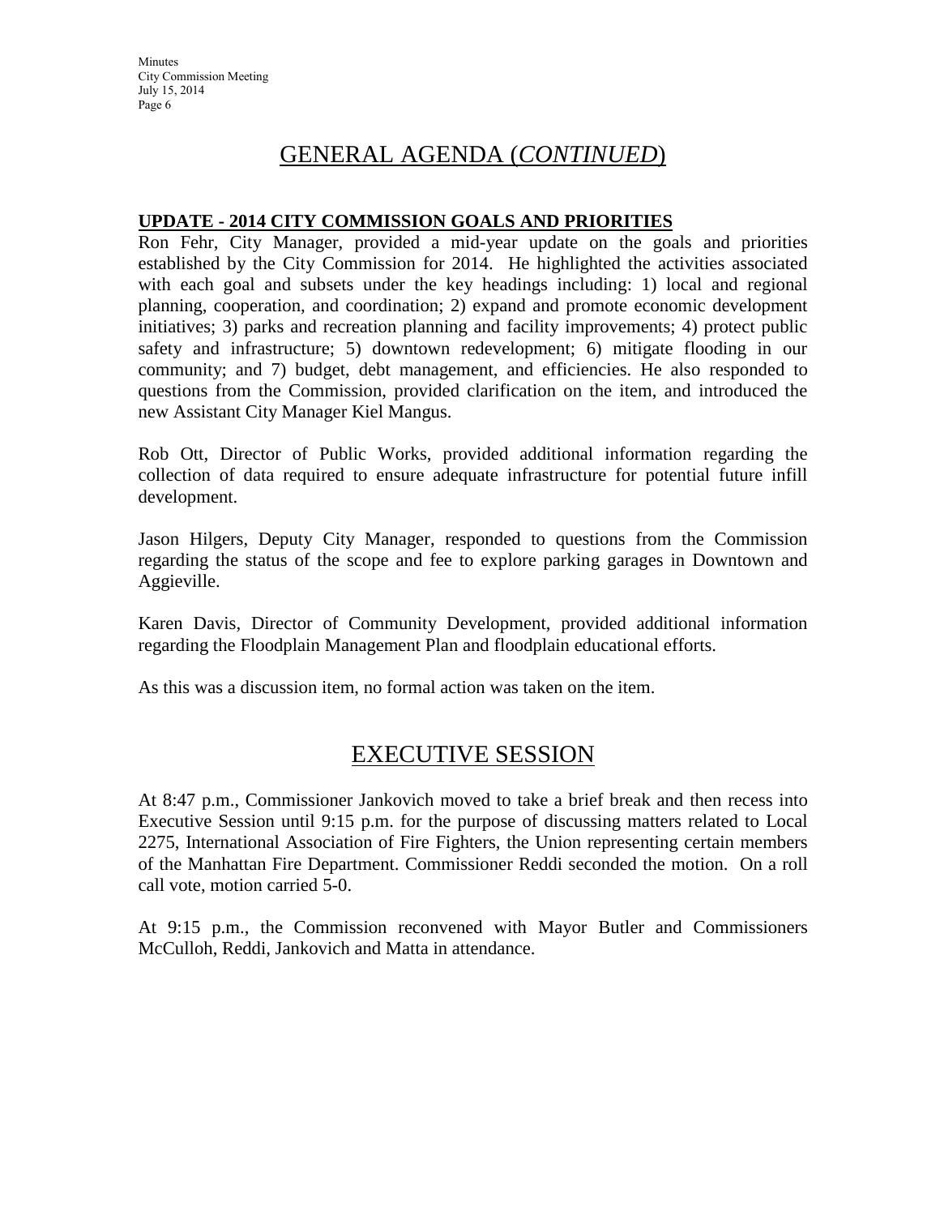## GENERAL AGENDA (*CONTINUED*)

**UPDATE - 2014 CITY COMMISSION GOALS AND PRIORITIES**

Ron Fehr, City Manager, provided a mid-year update on the goals and priorities established by the City Commission for 2014. He highlighted the activities associated with each goal and subsets under the key headings including: 1) local and regional planning, cooperation, and coordination; 2) expand and promote economic development initiatives; 3) parks and recreation planning and facility improvements; 4) protect public safety and infrastructure; 5) downtown redevelopment; 6) mitigate flooding in our community; and 7) budget, debt management, and efficiencies. He also responded to questions from the Commission, provided clarification on the item, and introduced the new Assistant City Manager Kiel Mangus.

Rob Ott, Director of Public Works, provided additional information regarding the collection of data required to ensure adequate infrastructure for potential future infill development.

Jason Hilgers, Deputy City Manager, responded to questions from the Commission regarding the status of the scope and fee to explore parking garages in Downtown and Aggieville.

Karen Davis, Director of Community Development, provided additional information regarding the Floodplain Management Plan and floodplain educational efforts.

As this was a discussion item, no formal action was taken on the item.

## EXECUTIVE SESSION

At 8:47 p.m., Commissioner Jankovich moved to take a brief break and then recess into Executive Session until 9:15 p.m. for the purpose of discussing matters related to Local 2275, International Association of Fire Fighters, the Union representing certain members of the Manhattan Fire Department. Commissioner Reddi seconded the motion. On a roll call vote, motion carried 5-0.

At 9:15 p.m., the Commission reconvened with Mayor Butler and Commissioners McCulloh, Reddi, Jankovich and Matta in attendance.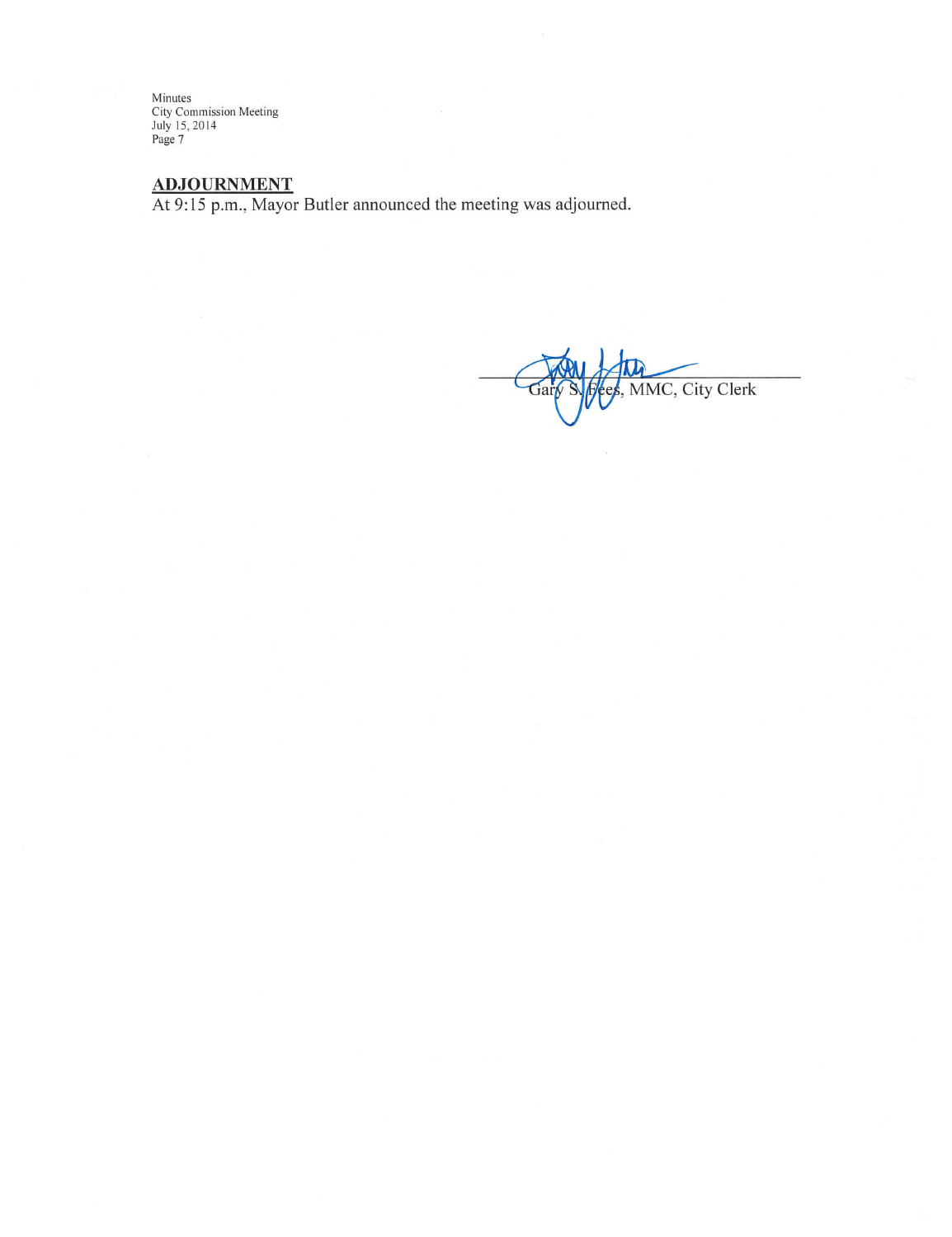## ADJOURNMENT

At 9:15 p.m., Mayor Butler announced the meeting was adjourned.

Gary S. Fees, MMC, City Clerk